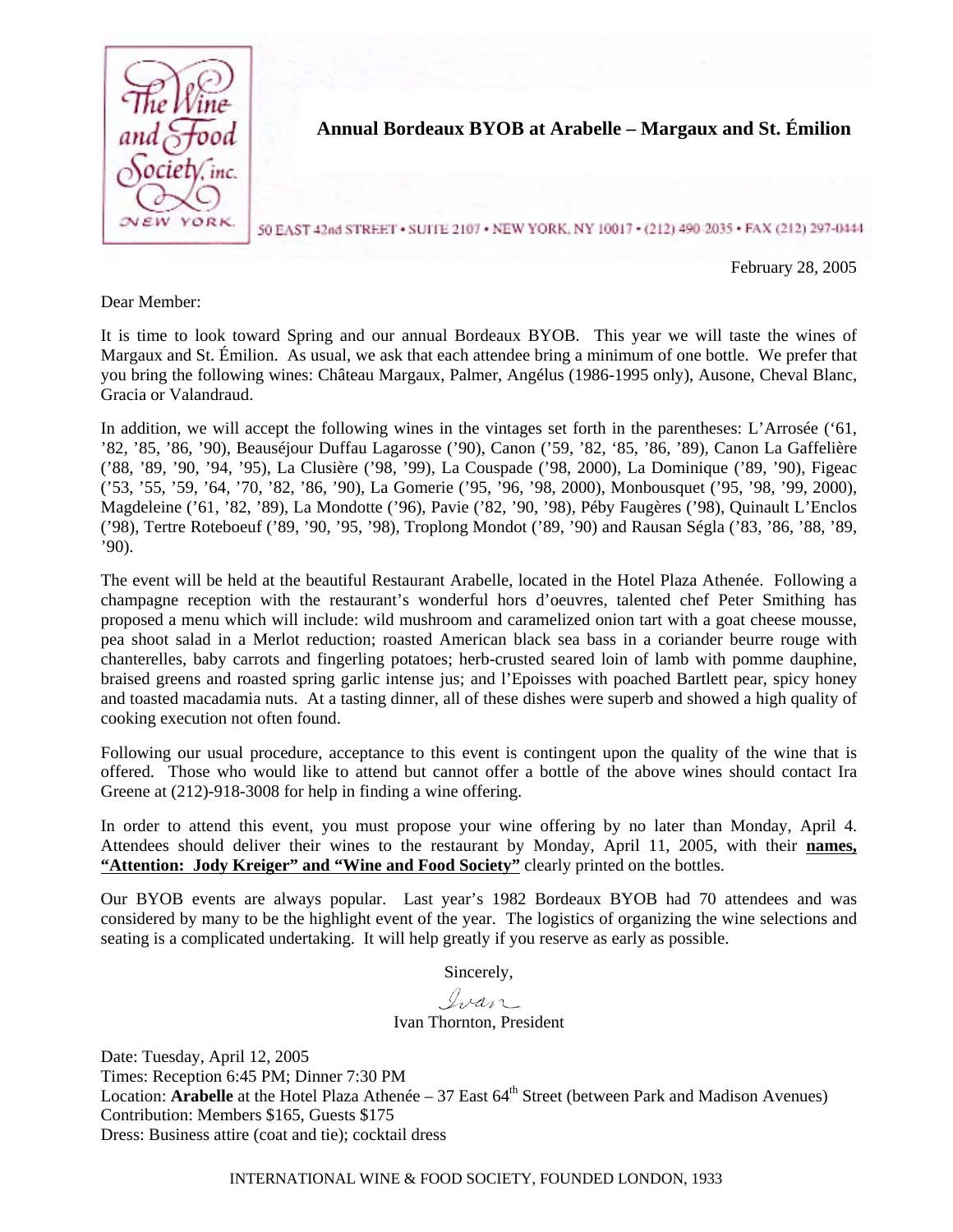The Wine and Food Society, inc. NEW YORK

# Annual Bordeaux BYOB at Arabelle – Margaux and St. Émilion

50 EAST 42nd STREET • SUITE 2107 • NEW YORK, NY 10017 • (212) 490-2035 • FAX (212) 297-0444

February 28, 2005

Dear Member:

It is time to look toward Spring and our annual Bordeaux BYOB. This year we will taste the wines of Margaux and St. Émilion. As usual, we ask that each attendee bring a minimum of one bottle. We prefer that you bring the following wines: Château Margaux, Palmer, Angélus (1986-1995 only), Ausone, Cheval Blanc, Gracia or Valandraud.

In addition, we will accept the following wines in the vintages set forth in the parentheses: L'Arrosée ('61, '82, '85, '86, '90), Beauséjour Duffau Lagarosse ('90), Canon ('59, '82, '85, '86, '89), Canon La Gaffelière ('88, '89, '90, '94, '95), La Clusière ('98, '99), La Couspade ('98, 2000), La Dominique ('89, '90), Figeac ('53, '55, '59, '64, '70, '82, '86, '90), La Gomerie ('95, '96, '98, 2000), Monbousquet ('95, '98, '99, 2000), Magdeleine ('61, '82, '89), La Mondotte ('96), Pavie ('82, '90, '98), Péby Faugères ('98), Quinault L'Enclos ('98), Tertre Roteboeuf ('89, '90, '95, '98), Troplong Mondot ('89, '90) and Rausan Ségla ('83, '86, '88, '89, '90).

The event will be held at the beautiful Restaurant Arabelle, located in the Hotel Plaza Athenée. Following a champagne reception with the restaurant's wonderful hors d'oeuvres, talented chef Peter Smithing has proposed a menu which will include: wild mushroom and caramelized onion tart with a goat cheese mousse, pea shoot salad in a Merlot reduction; roasted American black sea bass in a coriander beurre rouge with chanterelles, baby carrots and fingerling potatoes; herb-crusted seared loin of lamb with pomme dauphine, braised greens and roasted spring garlic intense jus; and l'Epoisses with poached Bartlett pear, spicy honey and toasted macadamia nuts. At a tasting dinner, all of these dishes were superb and showed a high quality of cooking execution not often found.

Following our usual procedure, acceptance to this event is contingent upon the quality of the wine that is offered. Those who would like to attend but cannot offer a bottle of the above wines should contact Ira Greene at (212)-918-3008 for help in finding a wine offering.

In order to attend this event, you must propose your wine offering by no later than Monday, April 4. Attendees should deliver their wines to the restaurant by Monday, April 11, 2005, with their **names, "Attention: Jody Kreiger" and "Wine and Food Society"** clearly printed on the bottles.

Our BYOB events are always popular. Last year's 1982 Bordeaux BYOB had 70 attendees and was considered by many to be the highlight event of the year. The logistics of organizing the wine selections and seating is a complicated undertaking. It will help greatly if you reserve as early as possible.

Sincerely,

Ivan

Ivan Thornton, President

Date: Tuesday, April 12, 2005
Times: Reception 6:45 PM; Dinner 7:30 PM
Location: **Arabelle** at the Hotel Plaza Athenée – 37 East 64th Street (between Park and Madison Avenues)
Contribution: Members $165, Guests $175
Dress: Business attire (coat and tie); cocktail dress

INTERNATIONAL WINE & FOOD SOCIETY, FOUNDED LONDON, 1933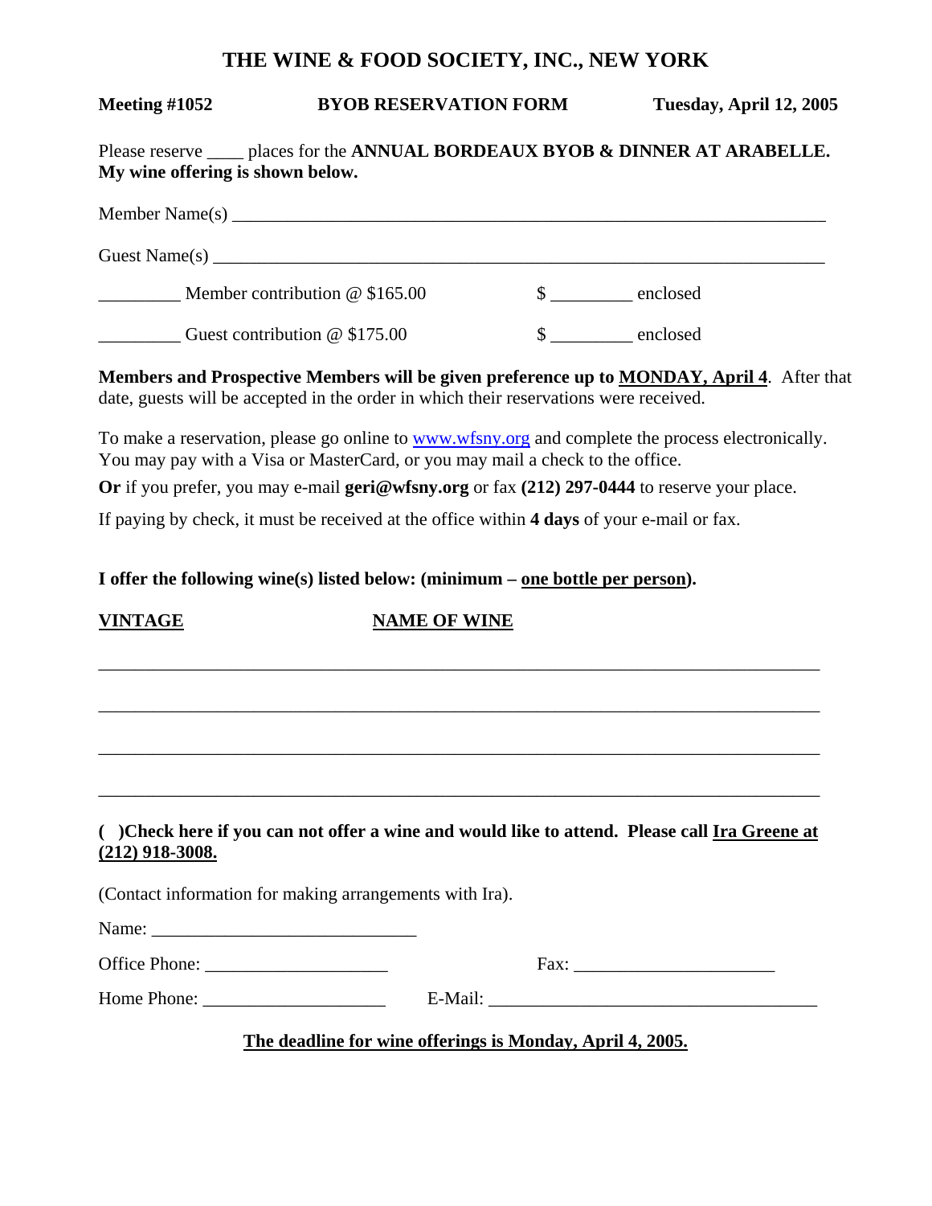# THE WINE & FOOD SOCIETY, INC., NEW YORK

**Meeting #1052** **BYOB RESERVATION FORM** **Tuesday, April 12, 2005**

Please reserve ____ places for the **ANNUAL BORDEAUX BYOB & DINNER AT ARABELLE. My wine offering is shown below.**

Member Name(s) ____________________________________________________________

Guest Name(s) _____________________________________________________________

_________ Member contribution @ $165.00 $ _________ enclosed

_________ Guest contribution @ $175.00 $ _________ enclosed

**Members and Prospective Members will be given preference up to MONDAY, April 4**. After that date, guests will be accepted in the order in which their reservations were received.

To make a reservation, please go online to www.wfsny.org and complete the process electronically. You may pay with a Visa or MasterCard, or you may mail a check to the office.

**Or** if you prefer, you may e-mail **geri@wfsny.org** or fax **(212) 297-0444** to reserve your place.

If paying by check, it must be received at the office within **4 days** of your e-mail or fax.

**I offer the following wine(s) listed below: (minimum – one bottle per person).**

**VINTAGE** **NAME OF WINE**

____________________________________________________________________________

____________________________________________________________________________

____________________________________________________________________________

____________________________________________________________________________

**( )Check here if you can not offer a wine and would like to attend. Please call Ira Greene at (212) 918-3008.**

(Contact information for making arrangements with Ira).

Name: ______________________________

Office Phone: ____________________ Fax: ______________________

Home Phone: ____________________ E-Mail: _____________________________________

**The deadline for wine offerings is Monday, April 4, 2005.**